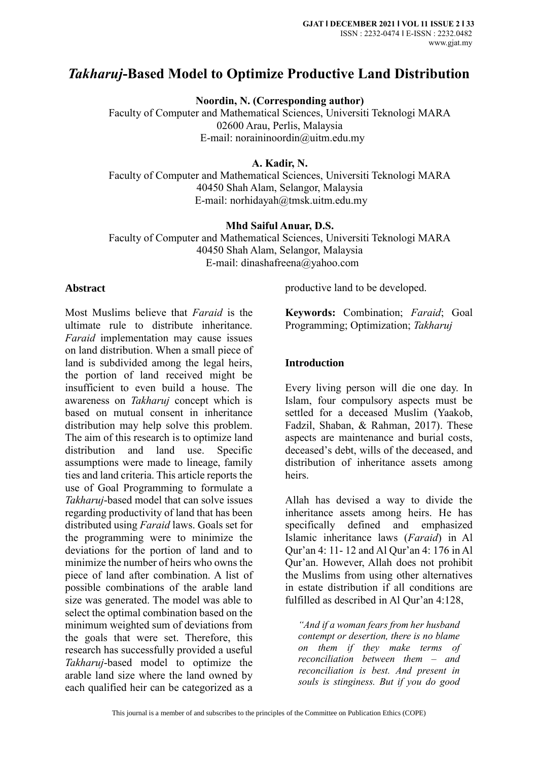# *Takharuj*-Based Model to Optimize Productive Land Distribution

**Noordin, N. (Corresponding author)**
Faculty of Computer and Mathematical Sciences, Universiti Teknologi MARA
02600 Arau, Perlis, Malaysia
E-mail: noraininoordin@uitm.edu.my

**A. Kadir, N.**
Faculty of Computer and Mathematical Sciences, Universiti Teknologi MARA
40450 Shah Alam, Selangor, Malaysia
E-mail: norhidayah@tmsk.uitm.edu.my

**Mhd Saiful Anuar, D.S.**
Faculty of Computer and Mathematical Sciences, Universiti Teknologi MARA
40450 Shah Alam, Selangor, Malaysia
E-mail: dinashafreena@yahoo.com

## Abstract

Most Muslims believe that *Faraid* is the ultimate rule to distribute inheritance. *Faraid* implementation may cause issues on land distribution. When a small piece of land is subdivided among the legal heirs, the portion of land received might be insufficient to even build a house. The awareness on *Takharuj* concept which is based on mutual consent in inheritance distribution may help solve this problem. The aim of this research is to optimize land distribution and land use. Specific assumptions were made to lineage, family ties and land criteria. This article reports the use of Goal Programming to formulate a *Takharuj*-based model that can solve issues regarding productivity of land that has been distributed using *Faraid* laws. Goals set for the programming were to minimize the deviations for the portion of land and to minimize the number of heirs who owns the piece of land after combination. A list of possible combinations of the arable land size was generated. The model was able to select the optimal combination based on the minimum weighted sum of deviations from the goals that were set. Therefore, this research has successfully provided a useful *Takharuj*-based model to optimize the arable land size where the land owned by each qualified heir can be categorized as a productive land to be developed.

**Keywords:** Combination; *Faraid*; Goal Programming; Optimization; *Takharuj*

## Introduction

Every living person will die one day. In Islam, four compulsory aspects must be settled for a deceased Muslim (Yaakob, Fadzil, Shaban, & Rahman, 2017). These aspects are maintenance and burial costs, deceased's debt, wills of the deceased, and distribution of inheritance assets among heirs.

Allah has devised a way to divide the inheritance assets among heirs. He has specifically defined and emphasized Islamic inheritance laws (*Faraid*) in Al Qur'an 4: 11- 12 and Al Qur'an 4: 176 in Al Qur'an. However, Allah does not prohibit the Muslims from using other alternatives in estate distribution if all conditions are fulfilled as described in Al Qur'an 4:128,

> *"And if a woman fears from her husband contempt or desertion, there is no blame on them if they make terms of reconciliation between them – and reconciliation is best. And present in souls is stinginess. But if you do good*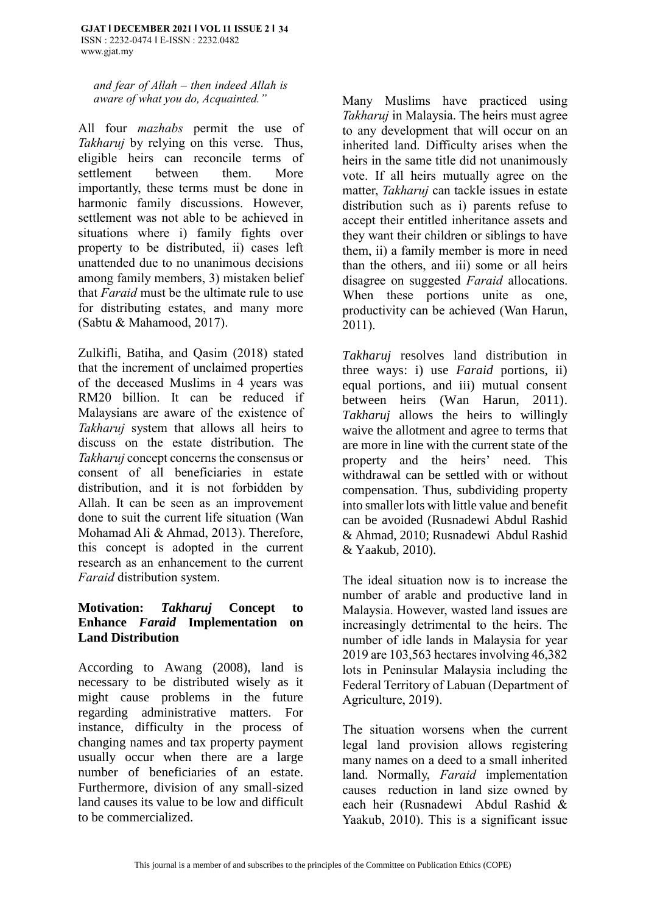*and fear of Allah – then indeed Allah is aware of what you do, Acquainted."*

All four *mazhabs* permit the use of *Takharuj* by relying on this verse. Thus, eligible heirs can reconcile terms of settlement between them. More importantly, these terms must be done in harmonic family discussions. However, settlement was not able to be achieved in situations where i) family fights over property to be distributed, ii) cases left unattended due to no unanimous decisions among family members, 3) mistaken belief that *Faraid* must be the ultimate rule to use for distributing estates, and many more (Sabtu & Mahamood, 2017).

Zulkifli, Batiha, and Qasim (2018) stated that the increment of unclaimed properties of the deceased Muslims in 4 years was RM20 billion. It can be reduced if Malaysians are aware of the existence of *Takharuj* system that allows all heirs to discuss on the estate distribution. The *Takharuj* concept concerns the consensus or consent of all beneficiaries in estate distribution, and it is not forbidden by Allah. It can be seen as an improvement done to suit the current life situation (Wan Mohamad Ali & Ahmad, 2013). Therefore, this concept is adopted in the current research as an enhancement to the current *Faraid* distribution system.

## Motivation: *Takharuj* Concept to Enhance *Faraid* Implementation on Land Distribution

According to Awang (2008), land is necessary to be distributed wisely as it might cause problems in the future regarding administrative matters. For instance, difficulty in the process of changing names and tax property payment usually occur when there are a large number of beneficiaries of an estate. Furthermore, division of any small-sized land causes its value to be low and difficult to be commercialized.

Many Muslims have practiced using *Takharuj* in Malaysia. The heirs must agree to any development that will occur on an inherited land. Difficulty arises when the heirs in the same title did not unanimously vote. If all heirs mutually agree on the matter, *Takharuj* can tackle issues in estate distribution such as i) parents refuse to accept their entitled inheritance assets and they want their children or siblings to have them, ii) a family member is more in need than the others, and iii) some or all heirs disagree on suggested *Faraid* allocations. When these portions unite as one, productivity can be achieved (Wan Harun, 2011).

*Takharuj* resolves land distribution in three ways: i) use *Faraid* portions, ii) equal portions, and iii) mutual consent between heirs (Wan Harun, 2011). *Takharuj* allows the heirs to willingly waive the allotment and agree to terms that are more in line with the current state of the property and the heirs' need. This withdrawal can be settled with or without compensation. Thus, subdividing property into smaller lots with little value and benefit can be avoided (Rusnadewi Abdul Rashid & Ahmad, 2010; Rusnadewi Abdul Rashid & Yaakub, 2010).

The ideal situation now is to increase the number of arable and productive land in Malaysia. However, wasted land issues are increasingly detrimental to the heirs. The number of idle lands in Malaysia for year 2019 are 103,563 hectares involving 46,382 lots in Peninsular Malaysia including the Federal Territory of Labuan (Department of Agriculture, 2019).

The situation worsens when the current legal land provision allows registering many names on a deed to a small inherited land. Normally, *Faraid* implementation causes reduction in land size owned by each heir (Rusnadewi Abdul Rashid & Yaakub, 2010). This is a significant issue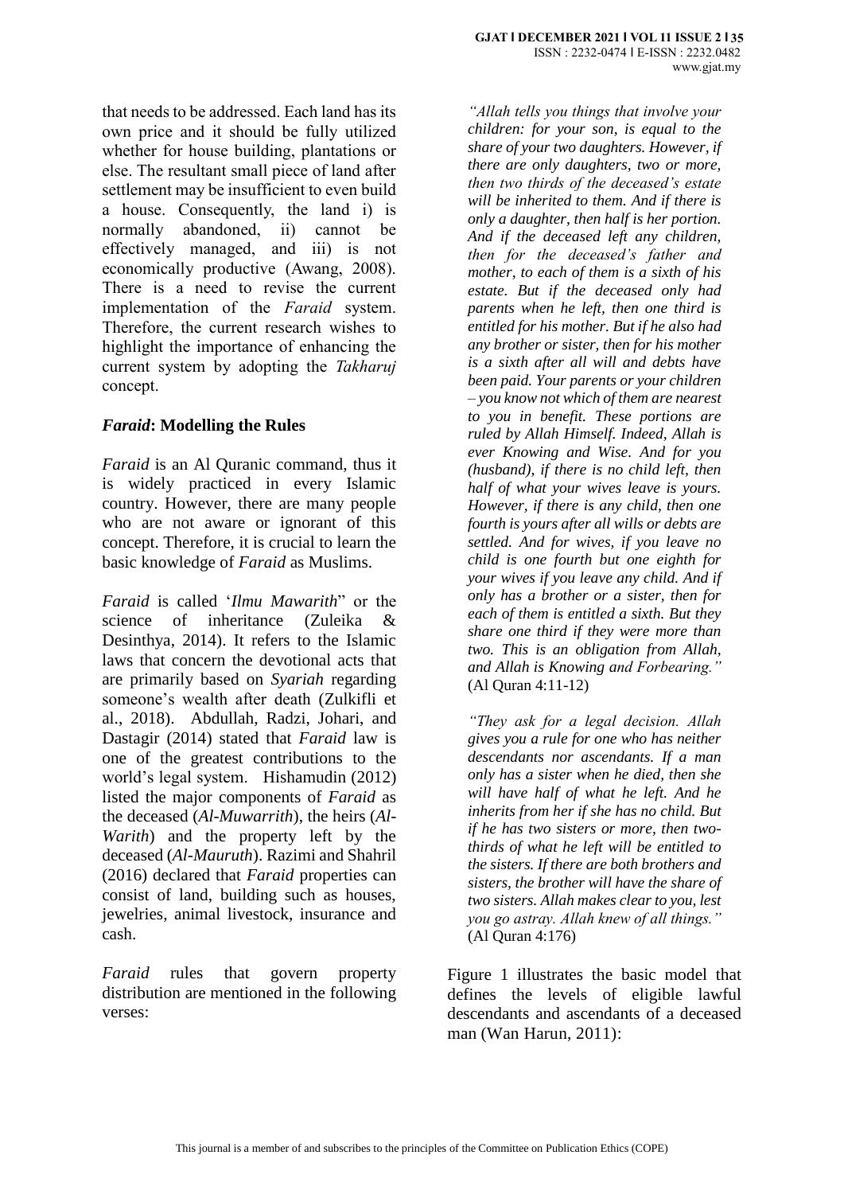that needs to be addressed. Each land has its own price and it should be fully utilized whether for house building, plantations or else. The resultant small piece of land after settlement may be insufficient to even build a house. Consequently, the land i) is normally abandoned, ii) cannot be effectively managed, and iii) is not economically productive (Awang, 2008). There is a need to revise the current implementation of the *Faraid* system. Therefore, the current research wishes to highlight the importance of enhancing the current system by adopting the *Takharuj* concept.

## ***Faraid*: Modelling the Rules**

*Faraid* is an Al Quranic command, thus it is widely practiced in every Islamic country. However, there are many people who are not aware or ignorant of this concept. Therefore, it is crucial to learn the basic knowledge of *Faraid* as Muslims.

*Faraid* is called '*Ilmu Mawarith*" or the science of inheritance (Zuleika & Desinthya, 2014). It refers to the Islamic laws that concern the devotional acts that are primarily based on *Syariah* regarding someone's wealth after death (Zulkifli et al., 2018). Abdullah, Radzi, Johari, and Dastagir (2014) stated that *Faraid* law is one of the greatest contributions to the world's legal system. Hishamudin (2012) listed the major components of *Faraid* as the deceased (*Al-Muwarrith*), the heirs (*Al-Warith*) and the property left by the deceased (*Al-Mauruth*). Razimi and Shahril (2016) declared that *Faraid* properties can consist of land, building such as houses, jewelries, animal livestock, insurance and cash.

*Faraid* rules that govern property distribution are mentioned in the following verses:

*"Allah tells you things that involve your children: for your son, is equal to the share of your two daughters. However, if there are only daughters, two or more, then two thirds of the deceased's estate will be inherited to them. And if there is only a daughter, then half is her portion. And if the deceased left any children, then for the deceased's father and mother, to each of them is a sixth of his estate. But if the deceased only had parents when he left, then one third is entitled for his mother. But if he also had any brother or sister, then for his mother is a sixth after all will and debts have been paid. Your parents or your children – you know not which of them are nearest to you in benefit. These portions are ruled by Allah Himself. Indeed, Allah is ever Knowing and Wise. And for you (husband), if there is no child left, then half of what your wives leave is yours. However, if there is any child, then one fourth is yours after all wills or debts are settled. And for wives, if you leave no child is one fourth but one eighth for your wives if you leave any child. And if only has a brother or a sister, then for each of them is entitled a sixth. But they share one third if they were more than two. This is an obligation from Allah, and Allah is Knowing and Forbearing."* (Al Quran 4:11-12)

*"They ask for a legal decision. Allah gives you a rule for one who has neither descendants nor ascendants. If a man only has a sister when he died, then she will have half of what he left. And he inherits from her if she has no child. But if he has two sisters or more, then two-thirds of what he left will be entitled to the sisters. If there are both brothers and sisters, the brother will have the share of two sisters. Allah makes clear to you, lest you go astray. Allah knew of all things."* (Al Quran 4:176)

Figure 1 illustrates the basic model that defines the levels of eligible lawful descendants and ascendants of a deceased man (Wan Harun, 2011):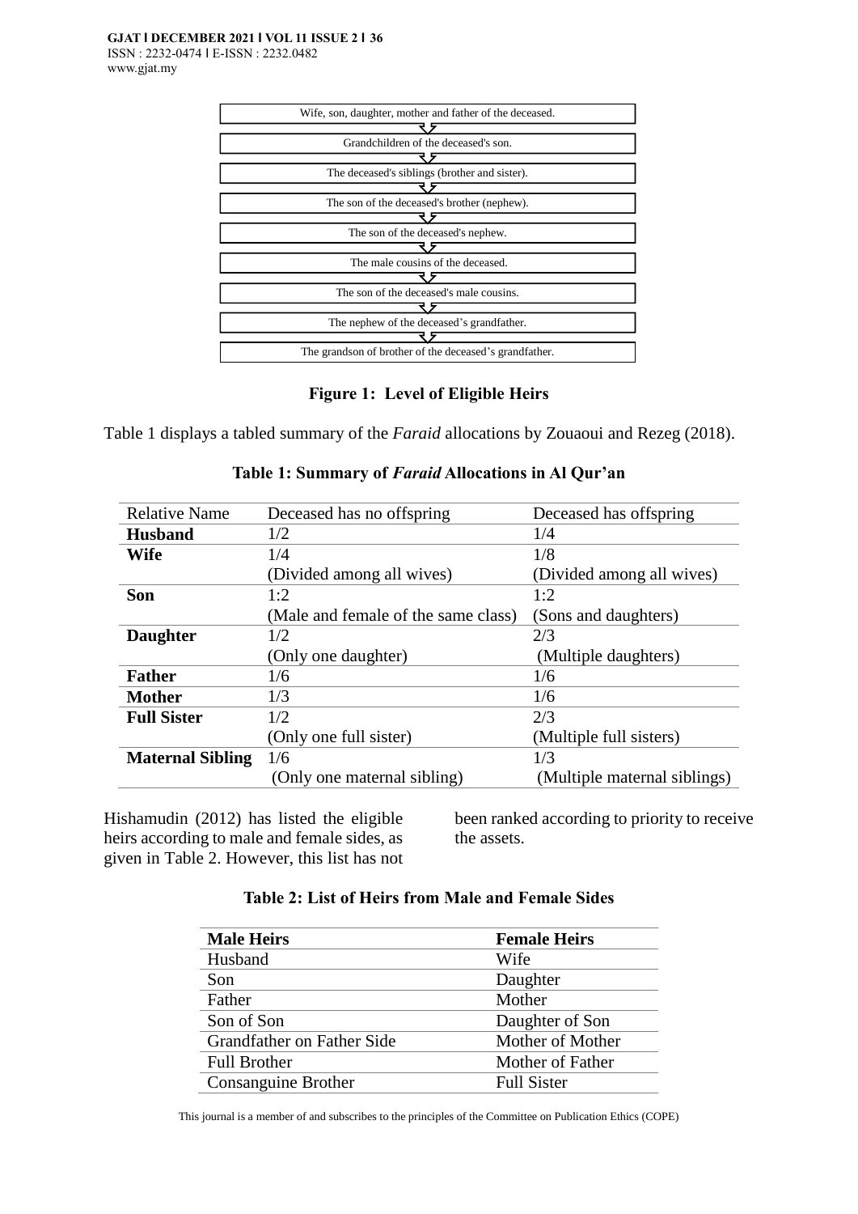Wife, son, daughter, mother and father of the deceased.

↓

Grandchildren of the deceased's son.

↓

The deceased's siblings (brother and sister).

↓

The son of the deceased's brother (nephew).

↓

The son of the deceased's nephew.

↓

The male cousins of the deceased.

↓

The son of the deceased's male cousins.

↓

The nephew of the deceased's grandfather.

↓

The grandson of brother of the deceased's grandfather.

**Figure 1: Level of Eligible Heirs**

Table 1 displays a tabled summary of the *Faraid* allocations by Zouaoui and Rezeg (2018).

**Table 1: Summary of *Faraid* Allocations in Al Qur'an**

| Relative Name | Deceased has no offspring | Deceased has offspring |
|---|---|---|
| **Husband** | 1/2 | 1/4 |
| **Wife** | 1/4 (Divided among all wives) | 1/8 (Divided among all wives) |
| **Son** | 1:2 (Male and female of the same class) | 1:2 (Sons and daughters) |
| **Daughter** | 1/2 (Only one daughter) | 2/3 (Multiple daughters) |
| **Father** | 1/6 | 1/6 |
| **Mother** | 1/3 | 1/6 |
| **Full Sister** | 1/2 (Only one full sister) | 2/3 (Multiple full sisters) |
| **Maternal Sibling** | 1/6 (Only one maternal sibling) | 1/3 (Multiple maternal siblings) |

Hishamudin (2012) has listed the eligible heirs according to male and female sides, as given in Table 2. However, this list has not been ranked according to priority to receive the assets.

**Table 2: List of Heirs from Male and Female Sides**

| **Male Heirs** | **Female Heirs** |
|---|---|
| Husband | Wife |
| Son | Daughter |
| Father | Mother |
| Son of Son | Daughter of Son |
| Grandfather on Father Side | Mother of Mother |
| Full Brother | Mother of Father |
| Consanguine Brother | Full Sister |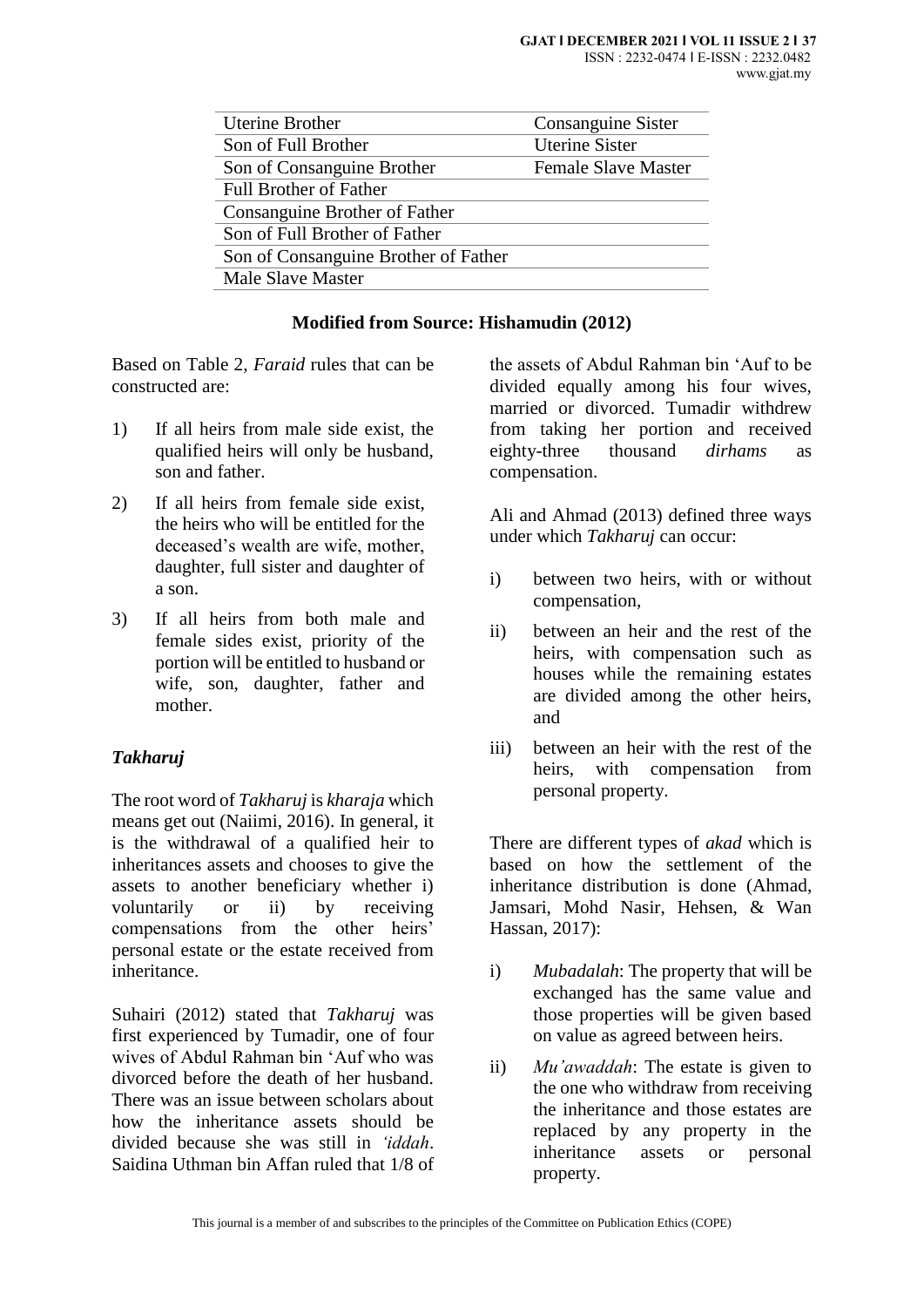| | |
|---|---|
| Uterine Brother | Consanguine Sister |
| Son of Full Brother | Uterine Sister |
| Son of Consanguine Brother | Female Slave Master |
| Full Brother of Father | |
| Consanguine Brother of Father | |
| Son of Full Brother of Father | |
| Son of Consanguine Brother of Father | |
| Male Slave Master | |

**Modified from Source: Hishamudin (2012)**

Based on Table 2, *Faraid* rules that can be constructed are:

1) If all heirs from male side exist, the qualified heirs will only be husband, son and father.
2) If all heirs from female side exist, the heirs who will be entitled for the deceased's wealth are wife, mother, daughter, full sister and daughter of a son.
3) If all heirs from both male and female sides exist, priority of the portion will be entitled to husband or wife, son, daughter, father and mother.

### *Takharuj*

The root word of *Takharuj* is *kharaja* which means get out (Naiimi, 2016). In general, it is the withdrawal of a qualified heir to inheritances assets and chooses to give the assets to another beneficiary whether i) voluntarily or ii) by receiving compensations from the other heirs' personal estate or the estate received from inheritance.

Suhairi (2012) stated that *Takharuj* was first experienced by Tumadir, one of four wives of Abdul Rahman bin 'Auf who was divorced before the death of her husband. There was an issue between scholars about how the inheritance assets should be divided because she was still in *'iddah*. Saidina Uthman bin Affan ruled that 1/8 of the assets of Abdul Rahman bin 'Auf to be divided equally among his four wives, married or divorced. Tumadir withdrew from taking her portion and received eighty-three thousand *dirhams* as compensation.

Ali and Ahmad (2013) defined three ways under which *Takharuj* can occur:

i) between two heirs, with or without compensation,
ii) between an heir and the rest of the heirs, with compensation such as houses while the remaining estates are divided among the other heirs, and
iii) between an heir with the rest of the heirs, with compensation from personal property.

There are different types of *akad* which is based on how the settlement of the inheritance distribution is done (Ahmad, Jamsari, Mohd Nasir, Hehsen, & Wan Hassan, 2017):

i) *Mubadalah*: The property that will be exchanged has the same value and those properties will be given based on value as agreed between heirs.
ii) *Mu'awaddah*: The estate is given to the one who withdraw from receiving the inheritance and those estates are replaced by any property in the inheritance assets or personal property.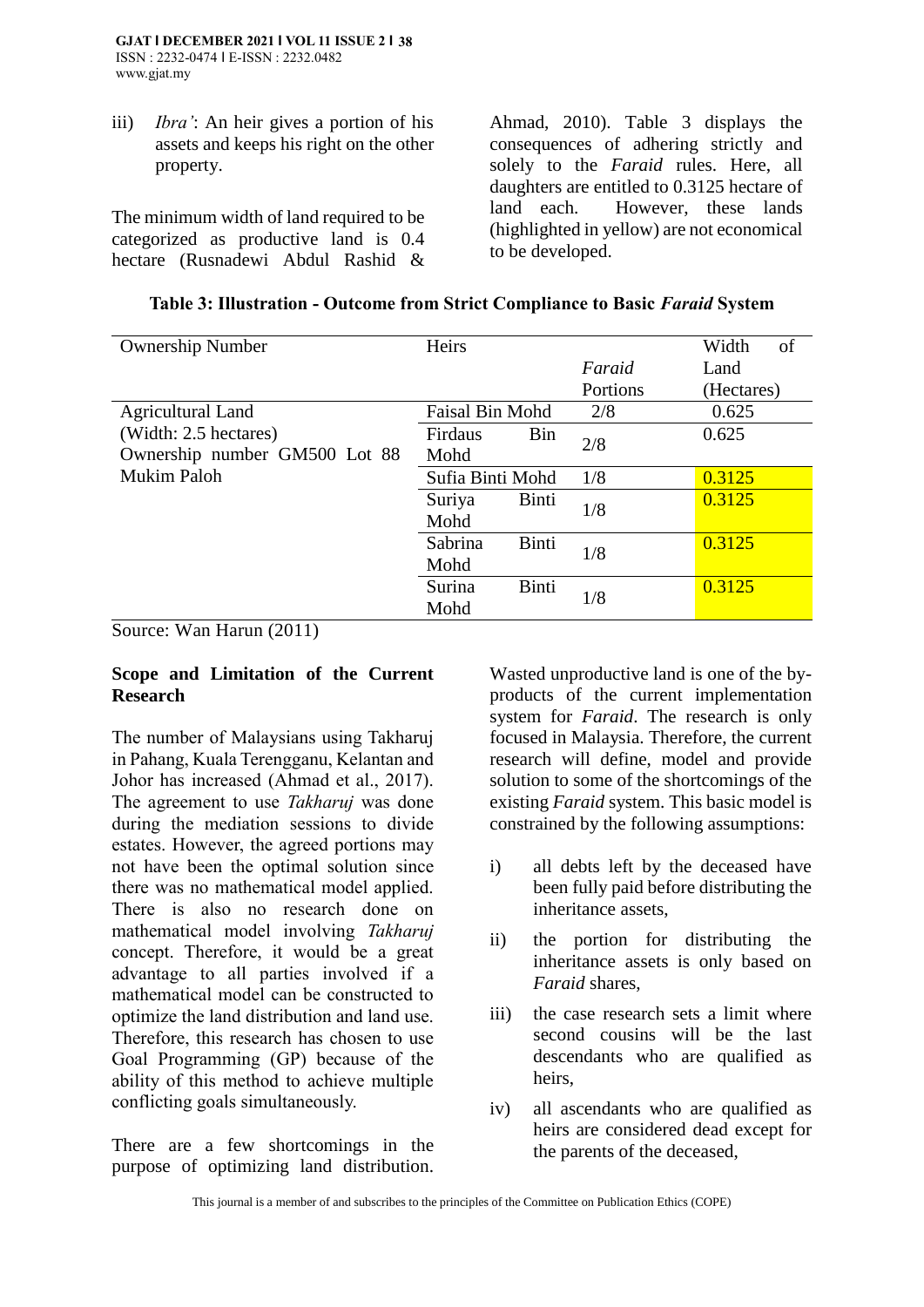iii) *Ibra'*: An heir gives a portion of his assets and keeps his right on the other property.

The minimum width of land required to be categorized as productive land is 0.4 hectare (Rusnadewi Abdul Rashid & Ahmad, 2010). Table 3 displays the consequences of adhering strictly and solely to the *Faraid* rules. Here, all daughters are entitled to 0.3125 hectare of land each. However, these lands (highlighted in yellow) are not economical to be developed.

**Table 3: Illustration - Outcome from Strict Compliance to Basic *Faraid* System**

| Ownership Number | Heirs | *Faraid* Portions | Width of Land (Hectares) |
|---|---|---|---|
| Agricultural Land (Width: 2.5 hectares) Ownership number GM500 Lot 88 Mukim Paloh | Faisal Bin Mohd | 2/8 | 0.625 |
| | Firdaus Bin Mohd | 2/8 | 0.625 |
| | Sufia Binti Mohd | 1/8 | 0.3125 |
| | Suriya Binti Mohd | 1/8 | 0.3125 |
| | Sabrina Binti Mohd | 1/8 | 0.3125 |
| | Surina Binti Mohd | 1/8 | 0.3125 |

Source: Wan Harun (2011)

**Scope and Limitation of the Current Research**

The number of Malaysians using Takharuj in Pahang, Kuala Terengganu, Kelantan and Johor has increased (Ahmad et al., 2017). The agreement to use *Takharuj* was done during the mediation sessions to divide estates. However, the agreed portions may not have been the optimal solution since there was no mathematical model applied. There is also no research done on mathematical model involving *Takharuj* concept. Therefore, it would be a great advantage to all parties involved if a mathematical model can be constructed to optimize the land distribution and land use. Therefore, this research has chosen to use Goal Programming (GP) because of the ability of this method to achieve multiple conflicting goals simultaneously.

There are a few shortcomings in the purpose of optimizing land distribution. Wasted unproductive land is one of the by-products of the current implementation system for *Faraid*. The research is only focused in Malaysia. Therefore, the current research will define, model and provide solution to some of the shortcomings of the existing *Faraid* system. This basic model is constrained by the following assumptions:

i) all debts left by the deceased have been fully paid before distributing the inheritance assets,

ii) the portion for distributing the inheritance assets is only based on *Faraid* shares,

iii) the case research sets a limit where second cousins will be the last descendants who are qualified as heirs,

iv) all ascendants who are qualified as heirs are considered dead except for the parents of the deceased,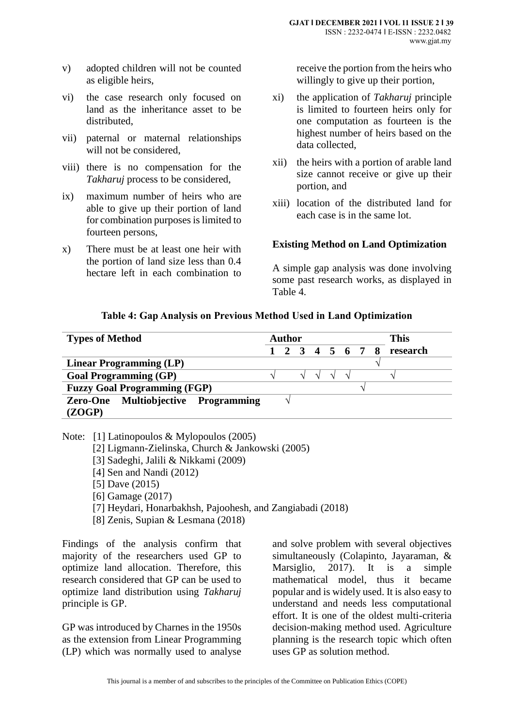v) adopted children will not be counted as eligible heirs,

vi) the case research only focused on land as the inheritance asset to be distributed,

vii) paternal or maternal relationships will not be considered,

viii) there is no compensation for the *Takharuj* process to be considered,

ix) maximum number of heirs who are able to give up their portion of land for combination purposes is limited to fourteen persons,

x) There must be at least one heir with the portion of land size less than 0.4 hectare left in each combination to receive the portion from the heirs who willingly to give up their portion,

xi) the application of *Takharuj* principle is limited to fourteen heirs only for one computation as fourteen is the highest number of heirs based on the data collected,

xii) the heirs with a portion of arable land size cannot receive or give up their portion, and

xiii) location of the distributed land for each case is in the same lot.

### Existing Method on Land Optimization

A simple gap analysis was done involving some past research works, as displayed in Table 4.

**Table 4: Gap Analysis on Previous Method Used in Land Optimization**

| Types of Method | Author | | | | | | | | This research |
|---|---|---|---|---|---|---|---|---|---|
| | 1 | 2 | 3 | 4 | 5 | 6 | 7 | 8 | |
| **Linear Programming (LP)** | | | | | | | | √ | |
| **Goal Programming (GP)** | √ | | √ | √ | √ | √ | | | √ |
| **Fuzzy Goal Programming (FGP)** | | | | | | | √ | | |
| **Zero-One Multiobjective Programming (ZOGP)** | | √ | | | | | | | |

Note: [1] Latinopoulos & Mylopoulos (2005)
[2] Ligmann-Zielinska, Church & Jankowski (2005)
[3] Sadeghi, Jalili & Nikkami (2009)
[4] Sen and Nandi (2012)
[5] Dave (2015)
[6] Gamage (2017)
[7] Heydari, Honarbakhsh, Pajoohesh, and Zangiabadi (2018)
[8] Zenis, Supian & Lesmana (2018)

Findings of the analysis confirm that majority of the researchers used GP to optimize land allocation. Therefore, this research considered that GP can be used to optimize land distribution using *Takharuj* principle is GP.

GP was introduced by Charnes in the 1950s as the extension from Linear Programming (LP) which was normally used to analyse and solve problem with several objectives simultaneously (Colapinto, Jayaraman, & Marsiglio, 2017). It is a simple mathematical model, thus it became popular and is widely used. It is also easy to understand and needs less computational effort. It is one of the oldest multi-criteria decision-making method used. Agriculture planning is the research topic which often uses GP as solution method.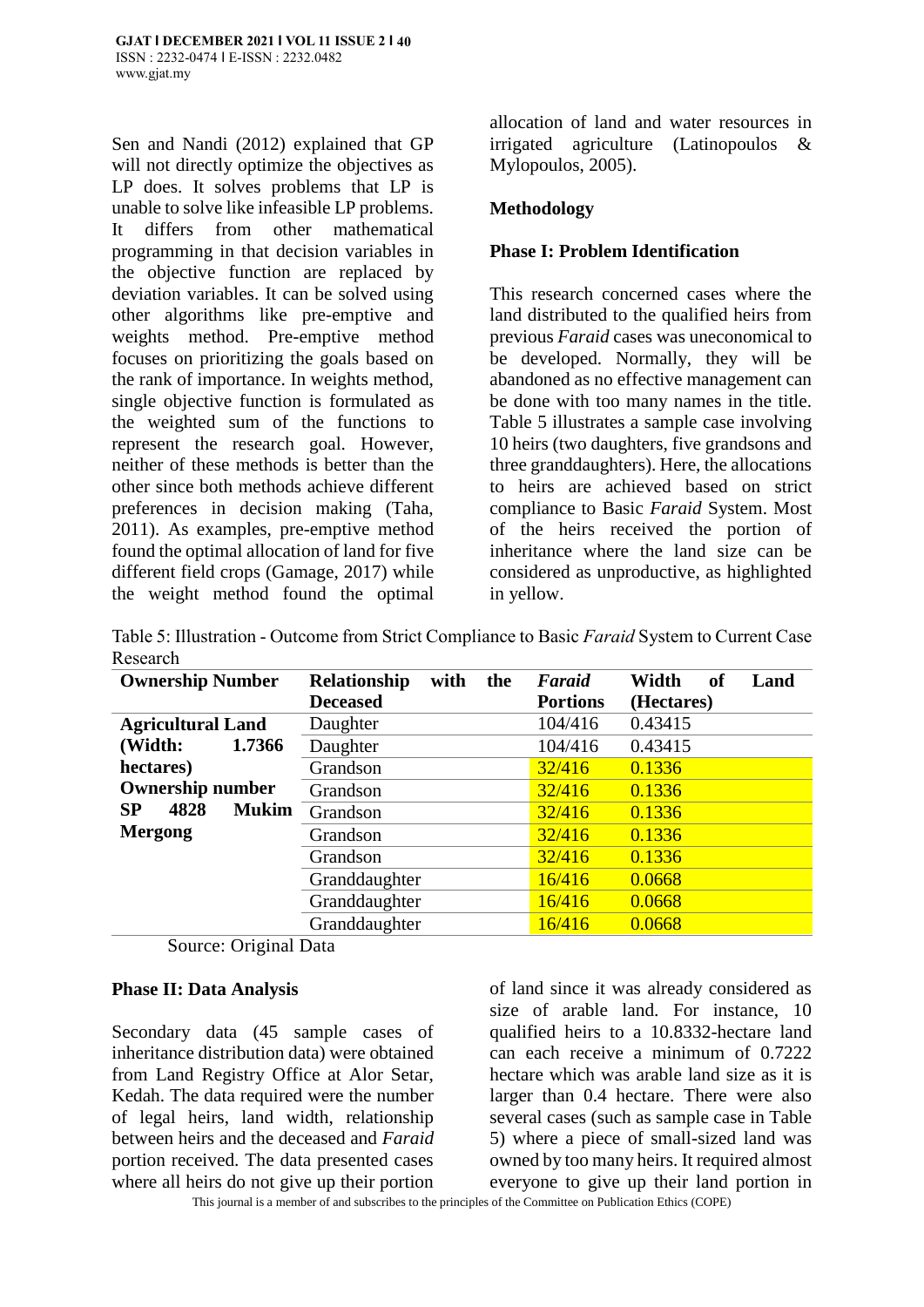Sen and Nandi (2012) explained that GP will not directly optimize the objectives as LP does. It solves problems that LP is unable to solve like infeasible LP problems. It differs from other mathematical programming in that decision variables in the objective function are replaced by deviation variables. It can be solved using other algorithms like pre-emptive and weights method. Pre-emptive method focuses on prioritizing the goals based on the rank of importance. In weights method, single objective function is formulated as the weighted sum of the functions to represent the research goal. However, neither of these methods is better than the other since both methods achieve different preferences in decision making (Taha, 2011). As examples, pre-emptive method found the optimal allocation of land for five different field crops (Gamage, 2017) while the weight method found the optimal allocation of land and water resources in irrigated agriculture (Latinopoulos & Mylopoulos, 2005).

## Methodology

### Phase I: Problem Identification

This research concerned cases where the land distributed to the qualified heirs from previous *Faraid* cases was uneconomical to be developed. Normally, they will be abandoned as no effective management can be done with too many names in the title. Table 5 illustrates a sample case involving 10 heirs (two daughters, five grandsons and three granddaughters). Here, the allocations to heirs are achieved based on strict compliance to Basic *Faraid* System. Most of the heirs received the portion of inheritance where the land size can be considered as unproductive, as highlighted in yellow.

Table 5: Illustration - Outcome from Strict Compliance to Basic *Faraid* System to Current Case Research

| Ownership Number | Relationship with the Deceased | *Faraid* Portions | Width of Land (Hectares) |
|---|---|---|---|
| **Agricultural Land (Width: 1.7366 hectares) Ownership number SP 4828 Mukim Mergong** | Daughter | 104/416 | 0.43415 |
| | Daughter | 104/416 | 0.43415 |
| | Grandson | 32/416 | 0.1336 |
| | Grandson | 32/416 | 0.1336 |
| | Grandson | 32/416 | 0.1336 |
| | Grandson | 32/416 | 0.1336 |
| | Grandson | 32/416 | 0.1336 |
| | Granddaughter | 16/416 | 0.0668 |
| | Granddaughter | 16/416 | 0.0668 |
| | Granddaughter | 16/416 | 0.0668 |

Source: Original Data

### Phase II: Data Analysis

Secondary data (45 sample cases of inheritance distribution data) were obtained from Land Registry Office at Alor Setar, Kedah. The data required were the number of legal heirs, land width, relationship between heirs and the deceased and *Faraid* portion received. The data presented cases where all heirs do not give up their portion of land since it was already considered as size of arable land. For instance, 10 qualified heirs to a 10.8332-hectare land can each receive a minimum of 0.7222 hectare which was arable land size as it is larger than 0.4 hectare. There were also several cases (such as sample case in Table 5) where a piece of small-sized land was owned by too many heirs. It required almost everyone to give up their land portion in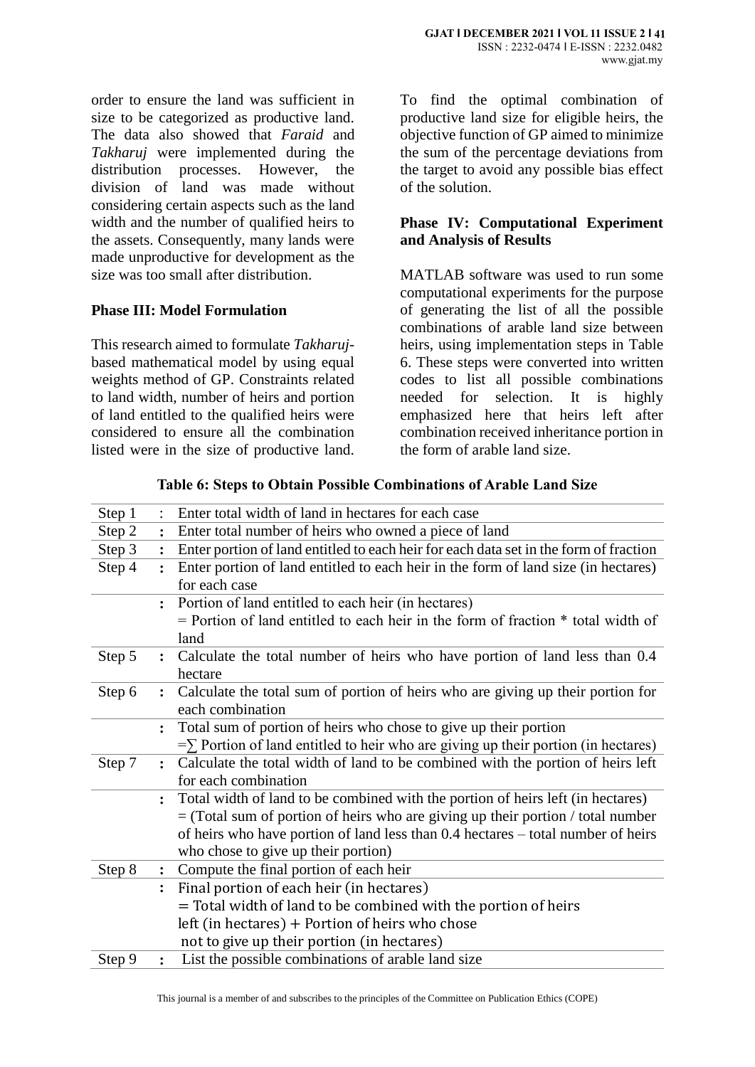order to ensure the land was sufficient in size to be categorized as productive land. The data also showed that *Faraid* and *Takharuj* were implemented during the distribution processes. However, the division of land was made without considering certain aspects such as the land width and the number of qualified heirs to the assets. Consequently, many lands were made unproductive for development as the size was too small after distribution.

**Phase III: Model Formulation**

This research aimed to formulate *Takharuj*-based mathematical model by using equal weights method of GP. Constraints related to land width, number of heirs and portion of land entitled to the qualified heirs were considered to ensure all the combination listed were in the size of productive land. To find the optimal combination of productive land size for eligible heirs, the objective function of GP aimed to minimize the sum of the percentage deviations from the target to avoid any possible bias effect of the solution.

**Phase IV: Computational Experiment and Analysis of Results**

MATLAB software was used to run some computational experiments for the purpose of generating the list of all the possible combinations of arable land size between heirs, using implementation steps in Table 6. These steps were converted into written codes to list all possible combinations needed for selection. It is highly emphasized here that heirs left after combination received inheritance portion in the form of arable land size.

**Table 6: Steps to Obtain Possible Combinations of Arable Land Size**

| | | |
|---|---|---|
| Step 1 | : | Enter total width of land in hectares for each case |
| Step 2 | : | Enter total number of heirs who owned a piece of land |
| Step 3 | : | Enter portion of land entitled to each heir for each data set in the form of fraction |
| Step 4 | : | Enter portion of land entitled to each heir in the form of land size (in hectares) for each case |
| | : | Portion of land entitled to each heir (in hectares) = Portion of land entitled to each heir in the form of fraction * total width of land |
| Step 5 | : | Calculate the total number of heirs who have portion of land less than 0.4 hectare |
| Step 6 | : | Calculate the total sum of portion of heirs who are giving up their portion for each combination |
| | : | Total sum of portion of heirs who chose to give up their portion =∑ Portion of land entitled to heir who are giving up their portion (in hectares) |
| Step 7 | : | Calculate the total width of land to be combined with the portion of heirs left for each combination |
| | : | Total width of land to be combined with the portion of heirs left (in hectares) = (Total sum of portion of heirs who are giving up their portion / total number of heirs who have portion of land less than 0.4 hectares – total number of heirs who chose to give up their portion) |
| Step 8 | : | Compute the final portion of each heir |
| | : | Final portion of each heir (in hectares) = Total width of land to be combined with the portion of heirs left (in hectares) + Portion of heirs who chose not to give up their portion (in hectares) |
| Step 9 | : | List the possible combinations of arable land size |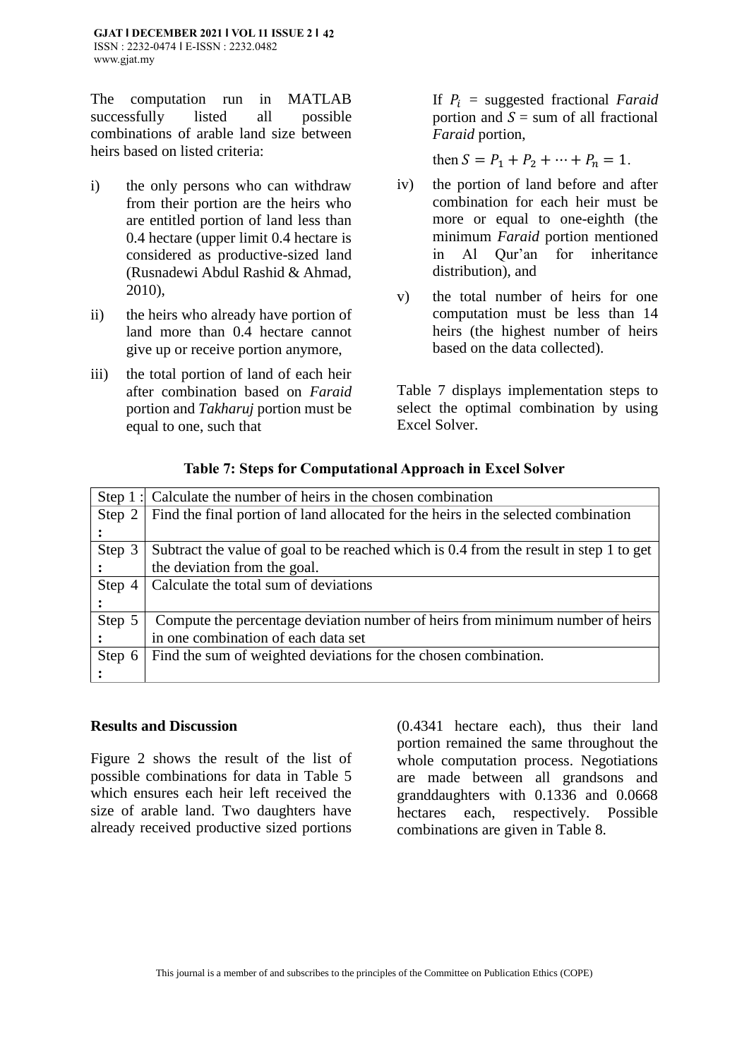The computation run in MATLAB successfully listed all possible combinations of arable land size between heirs based on listed criteria:

i) the only persons who can withdraw from their portion are the heirs who are entitled portion of land less than 0.4 hectare (upper limit 0.4 hectare is considered as productive-sized land (Rusnadewi Abdul Rashid & Ahmad, 2010),

ii) the heirs who already have portion of land more than 0.4 hectare cannot give up or receive portion anymore,

iii) the total portion of land of each heir after combination based on *Faraid* portion and *Takharuj* portion must be equal to one, such that

If $P_i$ = suggested fractional *Faraid* portion and $S$ = sum of all fractional *Faraid* portion,

then $S = P_1 + P_2 + \cdots + P_n = 1$.

iv) the portion of land before and after combination for each heir must be more or equal to one-eighth (the minimum *Faraid* portion mentioned in Al Qur'an for inheritance distribution), and

v) the total number of heirs for one computation must be less than 14 heirs (the highest number of heirs based on the data collected).

Table 7 displays implementation steps to select the optimal combination by using Excel Solver.

**Table 7: Steps for Computational Approach in Excel Solver**

| | |
|---|---|
| Step 1 : | Calculate the number of heirs in the chosen combination |
| Step 2 : | Find the final portion of land allocated for the heirs in the selected combination |
| Step 3 : | Subtract the value of goal to be reached which is 0.4 from the result in step 1 to get the deviation from the goal. |
| Step 4 : | Calculate the total sum of deviations |
| Step 5 : | Compute the percentage deviation number of heirs from minimum number of heirs in one combination of each data set |
| Step 6 : | Find the sum of weighted deviations for the chosen combination. |

## Results and Discussion

Figure 2 shows the result of the list of possible combinations for data in Table 5 which ensures each heir left received the size of arable land. Two daughters have already received productive sized portions (0.4341 hectare each), thus their land portion remained the same throughout the whole computation process. Negotiations are made between all grandsons and granddaughters with 0.1336 and 0.0668 hectares each, respectively. Possible combinations are given in Table 8.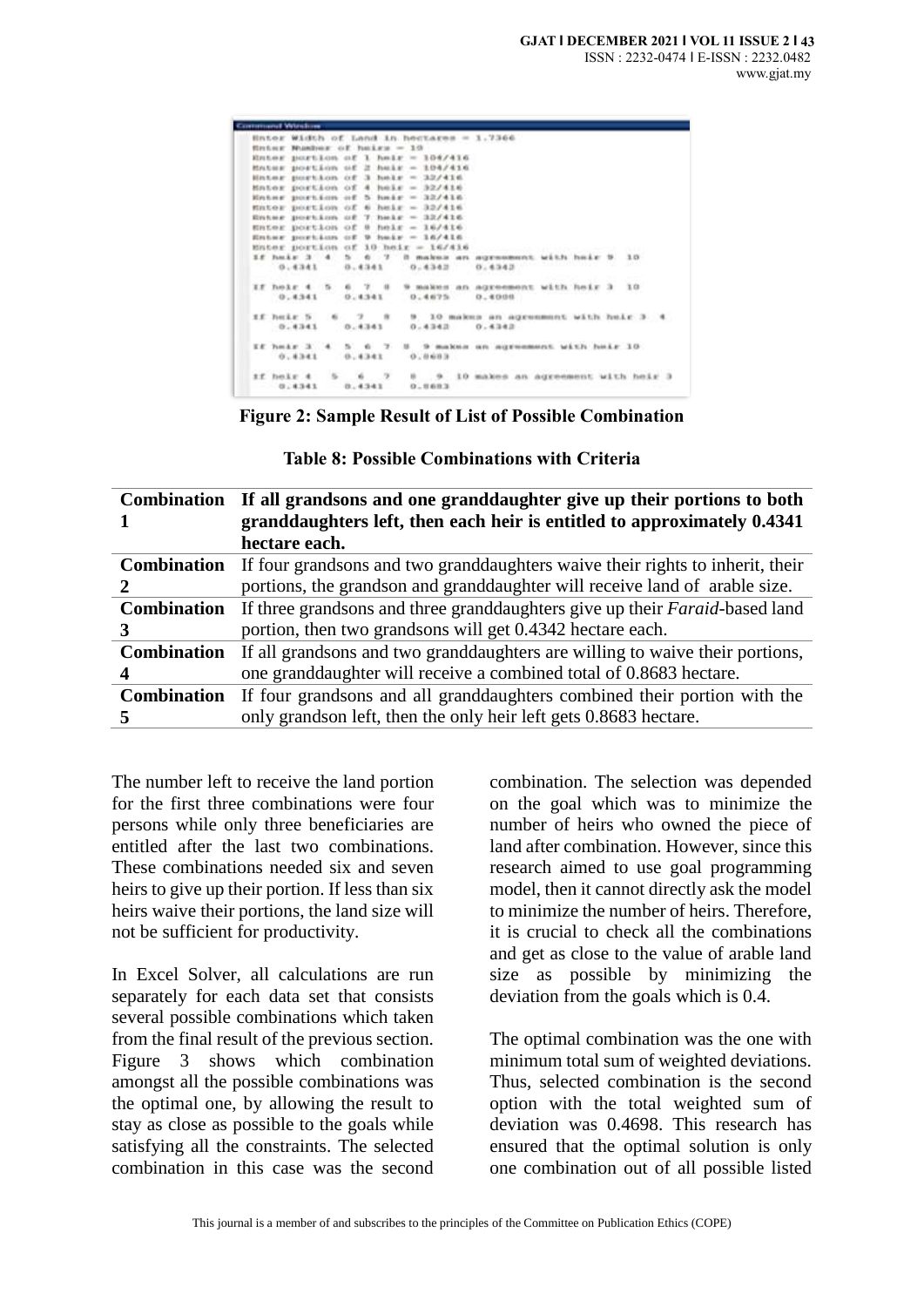```
Command Window
Enter Width of Land in hectares = 1.7366
Enter Number of heirs = 10
Enter portion of 1 heir = 104/416
Enter portion of 2 heir = 104/416
Enter portion of 3 heir = 32/416
Enter portion of 4 heir = 32/416
Enter portion of 5 heir = 32/416
Enter portion of 6 heir = 32/416
Enter portion of 7 heir = 32/416
Enter portion of 8 heir = 16/416
Enter portion of 9 heir = 16/416
Enter portion of 10 heir = 16/416
If heir 3  4  5  6  7  8 makes an agreement with heir 9  10
    0.4341    0.4341    0.4342    0.4342

If heir 4  5  6  7  8  9 makes an agreement with heir 3  10
    0.4341    0.4341    0.4675    0.4008

If heir 5  6  7  8  9  10 makes an agreement with heir 3  4
    0.4341    0.4341    0.4342    0.4342

If heir 3  4  5  6  7  8  9 makes an agreement with heir 10
    0.4341    0.4341    0.8683

If heir 4  5  6  7  8  9  10 makes an agreement with heir 3
    0.4341    0.4341    0.8683
```

**Figure 2: Sample Result of List of Possible Combination**

**Table 8: Possible Combinations with Criteria**

| Combination | Criteria |
|---|---|
| **Combination 1** | **If all grandsons and one granddaughter give up their portions to both granddaughters left, then each heir is entitled to approximately 0.4341 hectare each.** |
| **Combination 2** | If four grandsons and two granddaughters waive their rights to inherit, their portions, the grandson and granddaughter will receive land of arable size. |
| **Combination 3** | If three grandsons and three granddaughters give up their *Faraid*-based land portion, then two grandsons will get 0.4342 hectare each. |
| **Combination 4** | If all grandsons and two granddaughters are willing to waive their portions, one granddaughter will receive a combined total of 0.8683 hectare. |
| **Combination 5** | If four grandsons and all granddaughters combined their portion with the only grandson left, then the only heir left gets 0.8683 hectare. |

The number left to receive the land portion for the first three combinations were four persons while only three beneficiaries are entitled after the last two combinations. These combinations needed six and seven heirs to give up their portion. If less than six heirs waive their portions, the land size will not be sufficient for productivity.

In Excel Solver, all calculations are run separately for each data set that consists several possible combinations which taken from the final result of the previous section. Figure 3 shows which combination amongst all the possible combinations was the optimal one, by allowing the result to stay as close as possible to the goals while satisfying all the constraints. The selected combination in this case was the second combination. The selection was depended on the goal which was to minimize the number of heirs who owned the piece of land after combination. However, since this research aimed to use goal programming model, then it cannot directly ask the model to minimize the number of heirs. Therefore, it is crucial to check all the combinations and get as close to the value of arable land size as possible by minimizing the deviation from the goals which is 0.4.

The optimal combination was the one with minimum total sum of weighted deviations. Thus, selected combination is the second option with the total weighted sum of deviation was 0.4698. This research has ensured that the optimal solution is only one combination out of all possible listed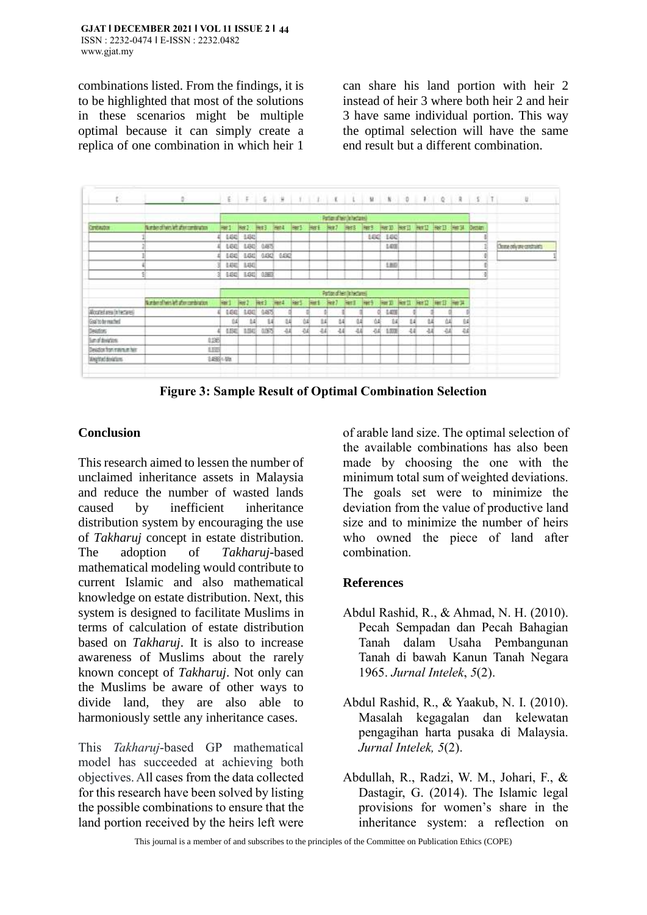combinations listed. From the findings, it is to be highlighted that most of the solutions in these scenarios might be multiple optimal because it can simply create a replica of one combination in which heir 1 can share his land portion with heir 2 instead of heir 3 where both heir 2 and heir 3 have same individual portion. This way the optimal selection will have the same end result but a different combination.

**Figure 3: Sample Result of Optimal Combination Selection**

## Conclusion

This research aimed to lessen the number of unclaimed inheritance assets in Malaysia and reduce the number of wasted lands caused by inefficient inheritance distribution system by encouraging the use of *Takharuj* concept in estate distribution. The adoption of *Takharuj*-based mathematical modeling would contribute to current Islamic and also mathematical knowledge on estate distribution. Next, this system is designed to facilitate Muslims in terms of calculation of estate distribution based on *Takharuj*. It is also to increase awareness of Muslims about the rarely known concept of *Takharuj*. Not only can the Muslims be aware of other ways to divide land, they are also able to harmoniously settle any inheritance cases.

This *Takharuj*-based GP mathematical model has succeeded at achieving both objectives. All cases from the data collected for this research have been solved by listing the possible combinations to ensure that the land portion received by the heirs left were of arable land size. The optimal selection of the available combinations has also been made by choosing the one with the minimum total sum of weighted deviations. The goals set were to minimize the deviation from the value of productive land size and to minimize the number of heirs who owned the piece of land after combination.

## References

Abdul Rashid, R., & Ahmad, N. H. (2010). Pecah Sempadan dan Pecah Bahagian Tanah dalam Usaha Pembangunan Tanah di bawah Kanun Tanah Negara 1965. *Jurnal Intelek*, *5*(2).

Abdul Rashid, R., & Yaakub, N. I. (2010). Masalah kegagalan dan kelewatan pengagihan harta pusaka di Malaysia. *Jurnal Intelek, 5*(2).

Abdullah, R., Radzi, W. M., Johari, F., & Dastagir, G. (2014). The Islamic legal provisions for women's share in the inheritance system: a reflection on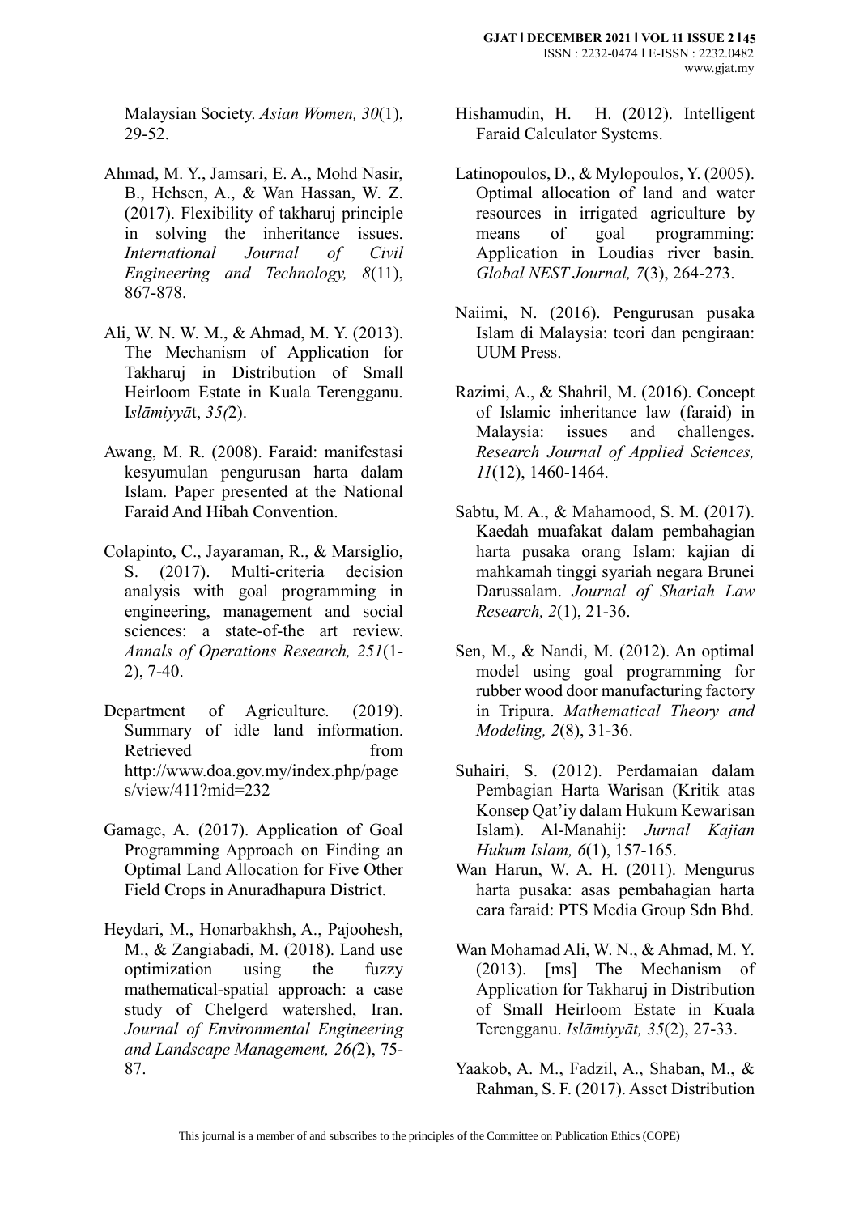Malaysian Society. *Asian Women, 30*(1), 29-52.

Ahmad, M. Y., Jamsari, E. A., Mohd Nasir, B., Hehsen, A., & Wan Hassan, W. Z. (2017). Flexibility of takharuj principle in solving the inheritance issues. *International Journal of Civil Engineering and Technology, 8*(11), 867-878.

Ali, W. N. W. M., & Ahmad, M. Y. (2013). The Mechanism of Application for Takharuj in Distribution of Small Heirloom Estate in Kuala Terengganu. I*slāmiyyā*t, *35(*2).

Awang, M. R. (2008). Faraid: manifestasi kesyumulan pengurusan harta dalam Islam. Paper presented at the National Faraid And Hibah Convention.

Colapinto, C., Jayaraman, R., & Marsiglio, S. (2017). Multi-criteria decision analysis with goal programming in engineering, management and social sciences: a state-of-the art review. *Annals of Operations Research, 251*(1-2), 7-40.

Department of Agriculture. (2019). Summary of idle land information. Retrieved from http://www.doa.gov.my/index.php/pages/view/411?mid=232

Gamage, A. (2017). Application of Goal Programming Approach on Finding an Optimal Land Allocation for Five Other Field Crops in Anuradhapura District.

Heydari, M., Honarbakhsh, A., Pajoohesh, M., & Zangiabadi, M. (2018). Land use optimization using the fuzzy mathematical-spatial approach: a case study of Chelgerd watershed, Iran. *Journal of Environmental Engineering and Landscape Management, 26(*2), 75-87.

Hishamudin, H. H. (2012). Intelligent Faraid Calculator Systems.

Latinopoulos, D., & Mylopoulos, Y. (2005). Optimal allocation of land and water resources in irrigated agriculture by means of goal programming: Application in Loudias river basin. *Global NEST Journal, 7*(3), 264-273.

Naiimi, N. (2016). Pengurusan pusaka Islam di Malaysia: teori dan pengiraan: UUM Press.

Razimi, A., & Shahril, M. (2016). Concept of Islamic inheritance law (faraid) in Malaysia: issues and challenges. *Research Journal of Applied Sciences, 11*(12), 1460-1464.

Sabtu, M. A., & Mahamood, S. M. (2017). Kaedah muafakat dalam pembahagian harta pusaka orang Islam: kajian di mahkamah tinggi syariah negara Brunei Darussalam. *Journal of Shariah Law Research, 2*(1), 21-36.

Sen, M., & Nandi, M. (2012). An optimal model using goal programming for rubber wood door manufacturing factory in Tripura. *Mathematical Theory and Modeling, 2*(8), 31-36.

Suhairi, S. (2012). Perdamaian dalam Pembagian Harta Warisan (Kritik atas Konsep Qat'iy dalam Hukum Kewarisan Islam). Al-Manahij: *Jurnal Kajian Hukum Islam, 6*(1), 157-165.

Wan Harun, W. A. H. (2011). Mengurus harta pusaka: asas pembahagian harta cara faraid: PTS Media Group Sdn Bhd.

Wan Mohamad Ali, W. N., & Ahmad, M. Y. (2013). [ms] The Mechanism of Application for Takharuj in Distribution of Small Heirloom Estate in Kuala Terengganu. *Islāmiyyāt, 35*(2), 27-33.

Yaakob, A. M., Fadzil, A., Shaban, M., & Rahman, S. F. (2017). Asset Distribution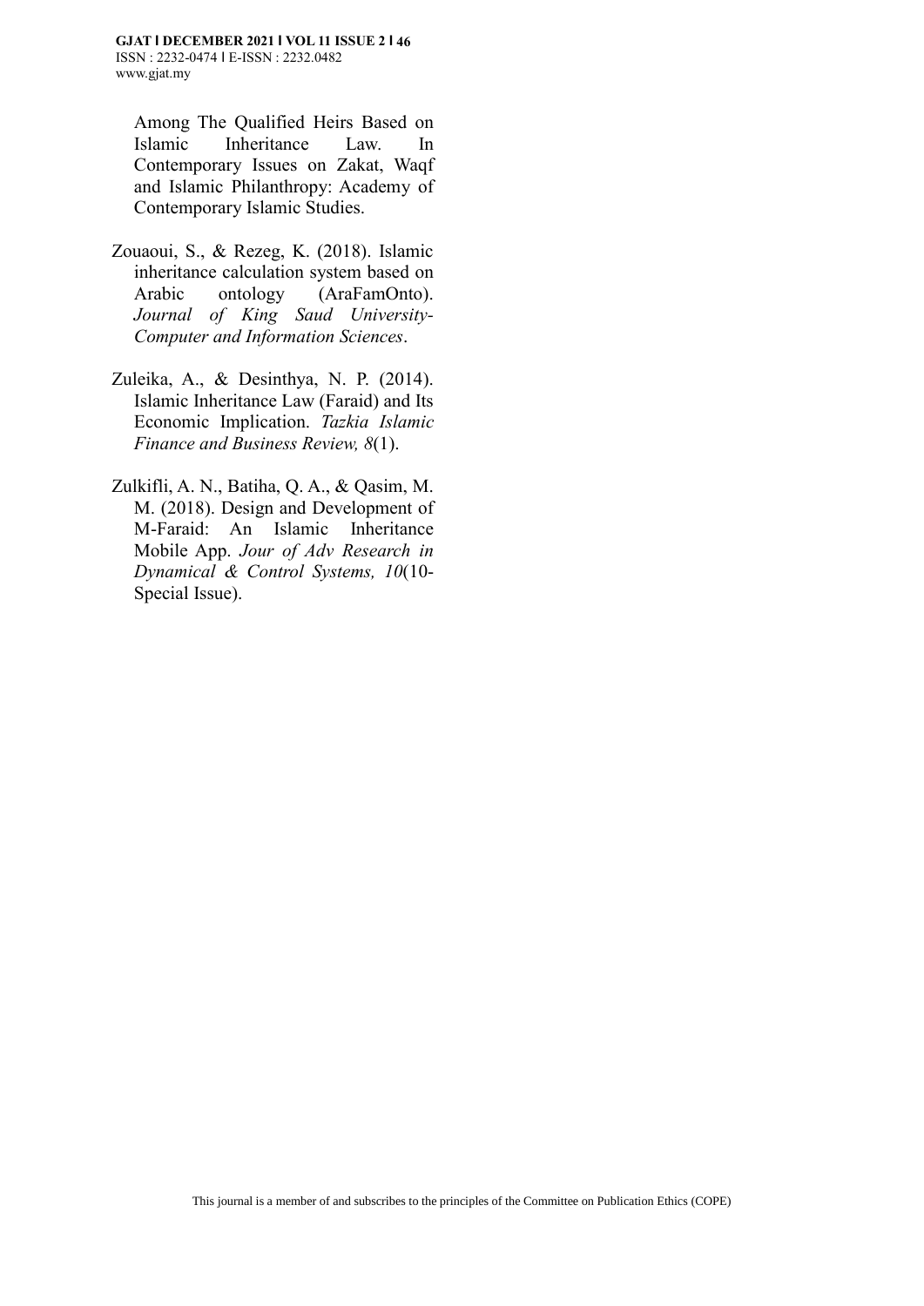Among The Qualified Heirs Based on Islamic Inheritance Law. In Contemporary Issues on Zakat, Waqf and Islamic Philanthropy: Academy of Contemporary Islamic Studies.

Zouaoui, S., & Rezeg, K. (2018). Islamic inheritance calculation system based on Arabic ontology (AraFamOnto). *Journal of King Saud University-Computer and Information Sciences*.

Zuleika, A., & Desinthya, N. P. (2014). Islamic Inheritance Law (Faraid) and Its Economic Implication. *Tazkia Islamic Finance and Business Review, 8*(1).

Zulkifli, A. N., Batiha, Q. A., & Qasim, M. M. (2018). Design and Development of M-Faraid: An Islamic Inheritance Mobile App. *Jour of Adv Research in Dynamical & Control Systems, 10*(10-Special Issue).